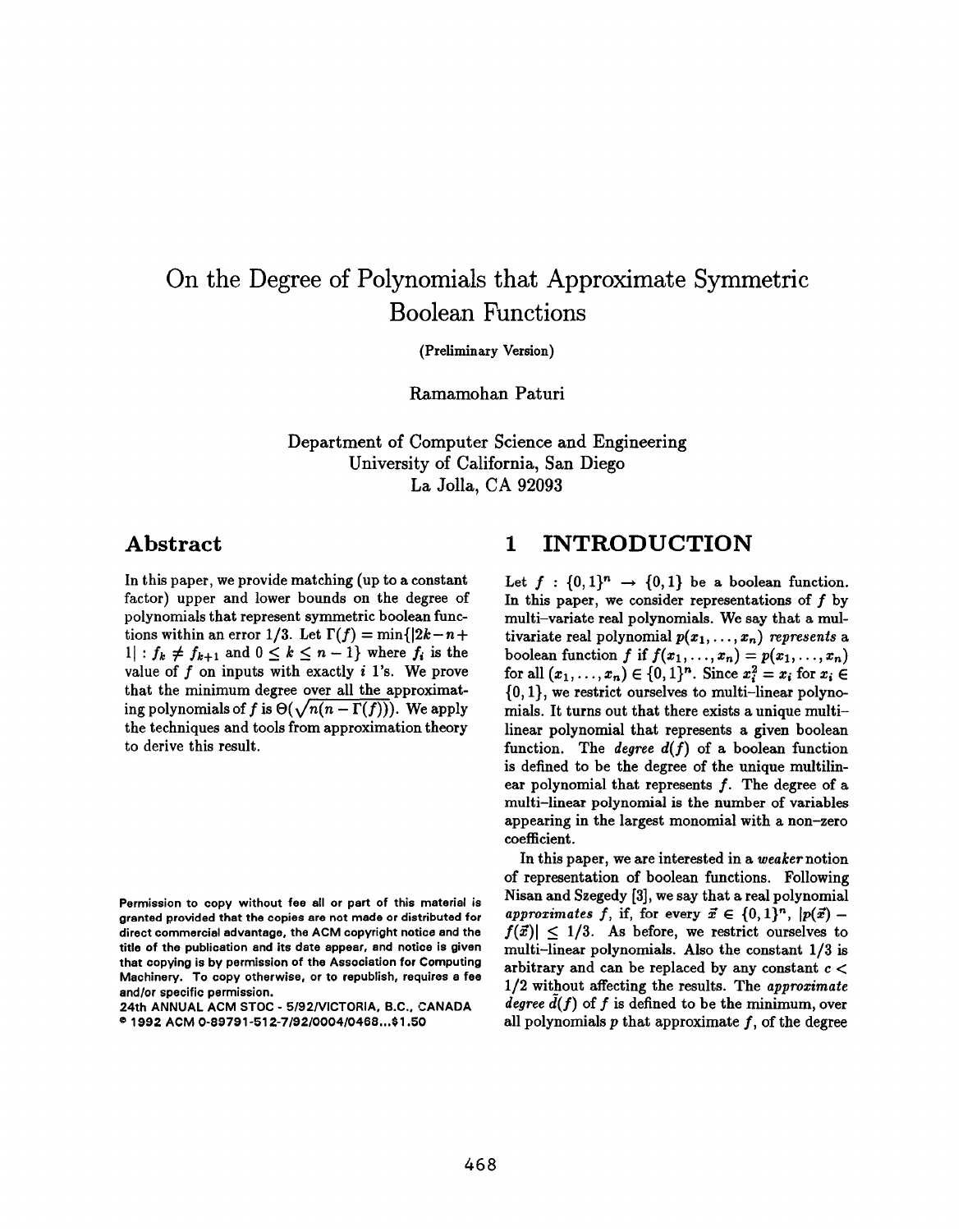# On the Degree of Polynomials that Approximate Symmetric Boolean Functions

(Preliminary Version)

Ramamohan Paturi

Department of Computer Science and Engineering
University of California, San Diego
La Jolla, CA 92093

## Abstract

In this paper, we provide matching (up to a constant factor) upper and lower bounds on the degree of polynomials that represent symmetric boolean functions within an error 1/3. Let $\Gamma(f) = \min\{|2k - n + 1| : f_k \neq f_{k+1} \text{ and } 0 \leq k \leq n-1\}$ where $f_i$ is the value of $f$ on inputs with exactly $i$ 1's. We prove that the minimum degree over all the approximating polynomials of $f$ is $\Theta(\sqrt{n(n - \Gamma(f))})$. We apply the techniques and tools from approximation theory to derive this result.

Permission to copy without fee all or part of this material is granted provided that the copies are not made or distributed for direct commercial advantage, the ACM copyright notice and the title of the publication and its date appear, and notice is given that copying is by permission of the Association for Computing Machinery. To copy otherwise, or to republish, requires a fee and/or specific permission.
24th ANNUAL ACM STOC - 5/92/VICTORIA, B.C., CANADA
© 1992 ACM 0-89791-512-7/92/0004/0468...$1.50

## 1 INTRODUCTION

Let $f : \{0,1\}^n \rightarrow \{0,1\}$ be a boolean function. In this paper, we consider representations of $f$ by multi-variate real polynomials. We say that a multivariate real polynomial $p(x_1, \ldots, x_n)$ *represents* a boolean function $f$ if $f(x_1, \ldots, x_n) = p(x_1, \ldots, x_n)$ for all $(x_1, \ldots, x_n) \in \{0,1\}^n$. Since $x_i^2 = x_i$ for $x_i \in \{0,1\}$, we restrict ourselves to multi-linear polynomials. It turns out that there exists a unique multi-linear polynomial that represents a given boolean function. The *degree* $d(f)$ of a boolean function is defined to be the degree of the unique multilinear polynomial that represents $f$. The degree of a multi-linear polynomial is the number of variables appearing in the largest monomial with a non-zero coefficient.

In this paper, we are interested in a *weaker* notion of representation of boolean functions. Following Nisan and Szegedy [3], we say that a real polynomial *approximates* $f$, if, for every $\vec{x} \in \{0,1\}^n$, $|p(\vec{x}) - f(\vec{x})| \leq 1/3$. As before, we restrict ourselves to multi-linear polynomials. Also the constant 1/3 is arbitrary and can be replaced by any constant $c < 1/2$ without affecting the results. The *approximate degree* $\tilde{d}(f)$ of $f$ is defined to be the minimum, over all polynomials $p$ that approximate $f$, of the degree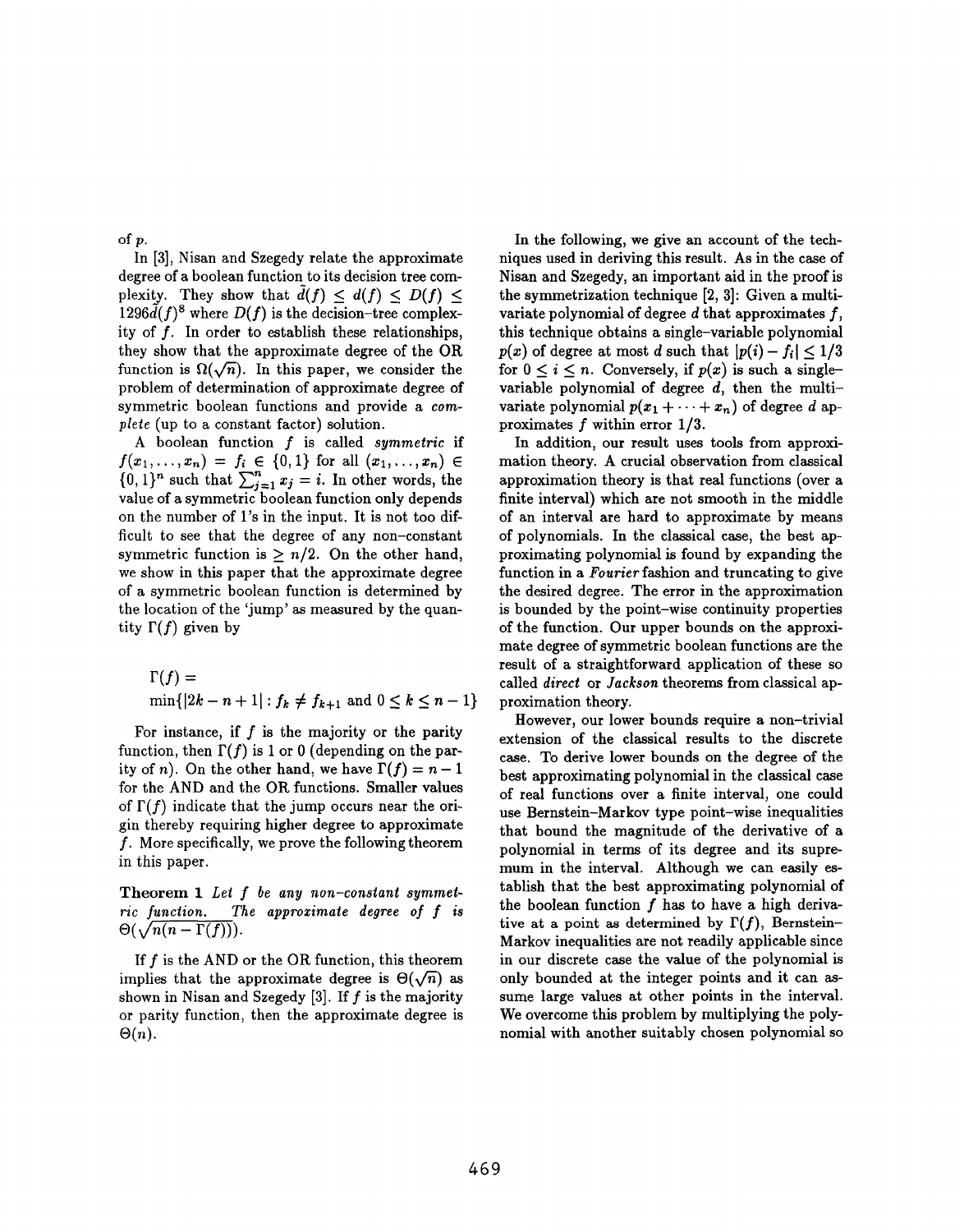of $p$.

In [3], Nisan and Szegedy relate the approximate degree of a boolean function to its decision tree complexity. They show that $\tilde{d}(f) \leq d(f) \leq D(f) \leq 1296\tilde{d}(f)^8$ where $D(f)$ is the decision–tree complexity of $f$. In order to establish these relationships, they show that the approximate degree of the OR function is $\Omega(\sqrt{n})$. In this paper, we consider the problem of determination of approximate degree of symmetric boolean functions and provide a *complete* (up to a constant factor) solution.

A boolean function $f$ is called *symmetric* if $f(x_1, \ldots, x_n) = f_i \in \{0,1\}$ for all $(x_1, \ldots, x_n) \in \{0,1\}^n$ such that $\sum_{j=1}^n x_j = i$. In other words, the value of a symmetric boolean function only depends on the number of 1's in the input. It is not too difficult to see that the degree of any non–constant symmetric function is $\geq n/2$. On the other hand, we show in this paper that the approximate degree of a symmetric boolean function is determined by the location of the 'jump' as measured by the quantity $\Gamma(f)$ given by

$$\Gamma(f) = \min\{|2k - n + 1| : f_k \neq f_{k+1} \text{ and } 0 \leq k \leq n-1\}$$

For instance, if $f$ is the majority or the parity function, then $\Gamma(f)$ is 1 or 0 (depending on the parity of $n$). On the other hand, we have $\Gamma(f) = n - 1$ for the AND and the OR functions. Smaller values of $\Gamma(f)$ indicate that the jump occurs near the origin thereby requiring higher degree to approximate $f$. More specifically, we prove the following theorem in this paper.

**Theorem 1** *Let $f$ be any non-constant symmetric function. The approximate degree of $f$ is $\Theta(\sqrt{n(n - \Gamma(f))})$.*

If $f$ is the AND or the OR function, this theorem implies that the approximate degree is $\Theta(\sqrt{n})$ as shown in Nisan and Szegedy [3]. If $f$ is the majority or parity function, then the approximate degree is $\Theta(n)$.

In the following, we give an account of the techniques used in deriving this result. As in the case of Nisan and Szegedy, an important aid in the proof is the symmetrization technique [2, 3]: Given a multivariate polynomial of degree $d$ that approximates $f$, this technique obtains a single–variable polynomial $p(x)$ of degree at most $d$ such that $|p(i) - f_i| \leq 1/3$ for $0 \leq i \leq n$. Conversely, if $p(x)$ is such a single–variable polynomial of degree $d$, then the multivariate polynomial $p(x_1 + \cdots + x_n)$ of degree $d$ approximates $f$ within error $1/3$.

In addition, our result uses tools from approximation theory. A crucial observation from classical approximation theory is that real functions (over a finite interval) which are not smooth in the middle of an interval are hard to approximate by means of polynomials. In the classical case, the best approximating polynomial is found by expanding the function in a *Fourier* fashion and truncating to give the desired degree. The error in the approximation is bounded by the point–wise continuity properties of the function. Our upper bounds on the approximate degree of symmetric boolean functions are the result of a straightforward application of these so called *direct* or *Jackson* theorems from classical approximation theory.

However, our lower bounds require a non–trivial extension of the classical results to the discrete case. To derive lower bounds on the degree of the best approximating polynomial in the classical case of real functions over a finite interval, one could use Bernstein–Markov type point–wise inequalities that bound the magnitude of the derivative of a polynomial in terms of its degree and its supremum in the interval. Although we can easily establish that the best approximating polynomial of the boolean function $f$ has to have a high derivative at a point as determined by $\Gamma(f)$, Bernstein–Markov inequalities are not readily applicable since in our discrete case the value of the polynomial is only bounded at the integer points and it can assume large values at other points in the interval. We overcome this problem by multiplying the polynomial with another suitably chosen polynomial so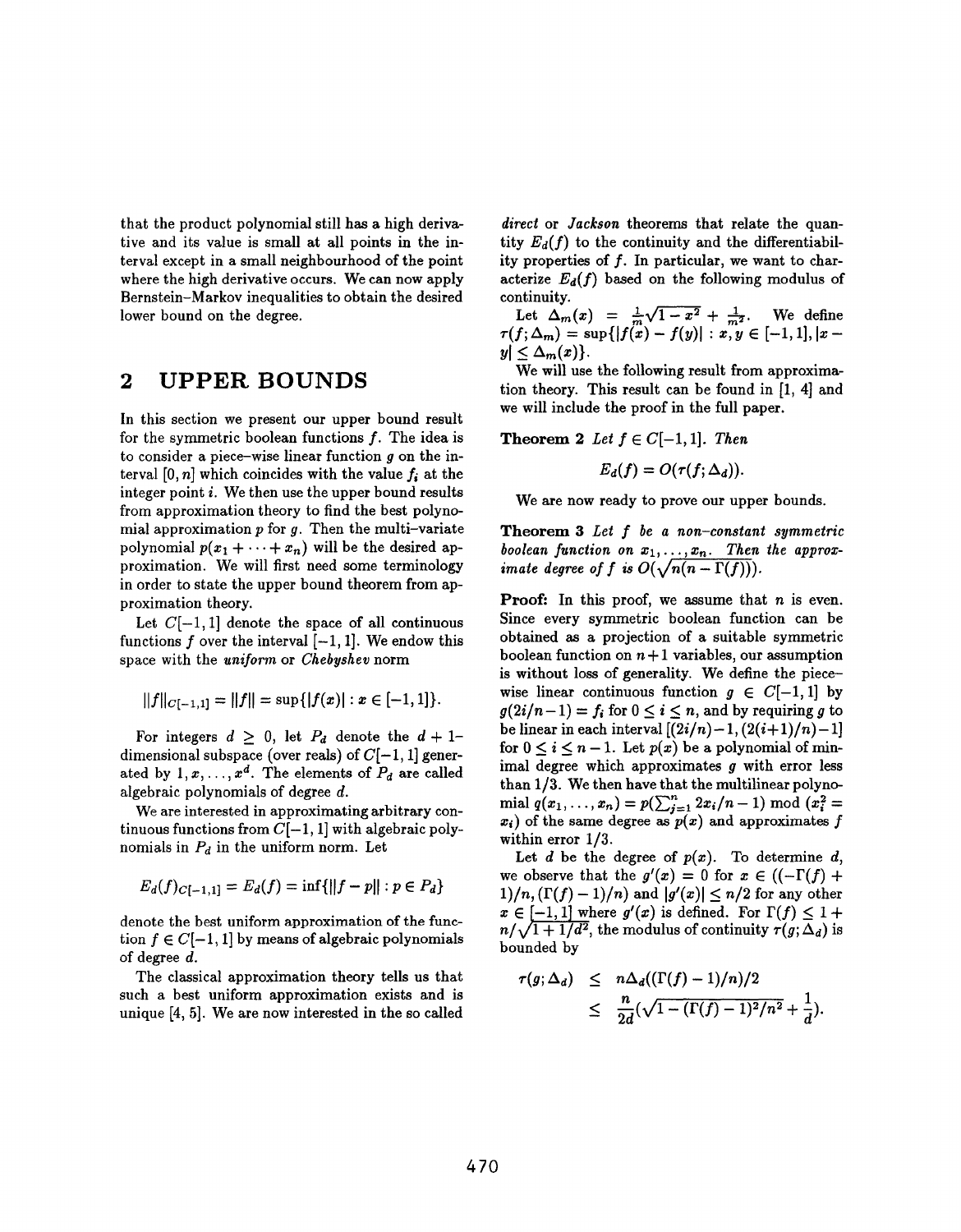that the product polynomial still has a high derivative and its value is small at all points in the interval except in a small neighbourhood of the point where the high derivative occurs. We can now apply Bernstein–Markov inequalities to obtain the desired lower bound on the degree.

## 2 UPPER BOUNDS

In this section we present our upper bound result for the symmetric boolean functions $f$. The idea is to consider a piece-wise linear function $g$ on the interval $[0, n]$ which coincides with the value $f_i$ at the integer point $i$. We then use the upper bound results from approximation theory to find the best polynomial approximation $p$ for $g$. Then the multi-variate polynomial $p(x_1 + \cdots + x_n)$ will be the desired approximation. We will first need some terminology in order to state the upper bound theorem from approximation theory.

Let $C[-1,1]$ denote the space of all continuous functions $f$ over the interval $[-1,1]$. We endow this space with the *uniform* or *Chebyshev* norm

$$||f||_{C[-1,1]} = ||f|| = \sup\{|f(x)| : x \in [-1,1]\}.$$

For integers $d \geq 0$, let $P_d$ denote the $d+1$-dimensional subspace (over reals) of $C[-1,1]$ generated by $1, x, \ldots, x^d$. The elements of $P_d$ are called algebraic polynomials of degree $d$.

We are interested in approximating arbitrary continuous functions from $C[-1,1]$ with algebraic polynomials in $P_d$ in the uniform norm. Let

$$E_d(f)_{C[-1,1]} = E_d(f) = \inf\{||f - p|| : p \in P_d\}$$

denote the best uniform approximation of the function $f \in C[-1,1]$ by means of algebraic polynomials of degree $d$.

The classical approximation theory tells us that such a best uniform approximation exists and is unique [4, 5]. We are now interested in the so called *direct* or *Jackson* theorems that relate the quantity $E_d(f)$ to the continuity and the differentiability properties of $f$. In particular, we want to characterize $E_d(f)$ based on the following modulus of continuity.

Let $\Delta_m(x) = \frac{1}{m}\sqrt{1-x^2} + \frac{1}{m^2}$. We define $\tau(f;\Delta_m) = \sup\{|f(x) - f(y)| : x, y \in [-1,1], |x - y| \leq \Delta_m(x)\}$.

We will use the following result from approximation theory. This result can be found in [1, 4] and we will include the proof in the full paper.

**Theorem 2** *Let $f \in C[-1,1]$. Then*

$$E_d(f) = O(\tau(f;\Delta_d)).$$

We are now ready to prove our upper bounds.

**Theorem 3** *Let $f$ be a non-constant symmetric boolean function on $x_1, \ldots, x_n$. Then the approximate degree of $f$ is $O(\sqrt{n(n - \Gamma(f))})$.*

**Proof:** In this proof, we assume that $n$ is even. Since every symmetric boolean function can be obtained as a projection of a suitable symmetric boolean function on $n+1$ variables, our assumption is without loss of generality. We define the piece-wise linear continuous function $g \in C[-1,1]$ by $g(2i/n - 1) = f_i$ for $0 \leq i \leq n$, and by requiring $g$ to be linear in each interval $[(2i/n) - 1, (2(i+1)/n) - 1]$ for $0 \leq i \leq n-1$. Let $p(x)$ be a polynomial of minimal degree which approximates $g$ with error less than $1/3$. We then have that the multilinear polynomial $q(x_1, \ldots, x_n) = p(\sum_{j=1}^{n} 2x_i/n - 1) \bmod (x_i^2 = x_i)$ of the same degree as $p(x)$ and approximates $f$ within error $1/3$.

Let $d$ be the degree of $p(x)$. To determine $d$, we observe that the $g'(x) = 0$ for $x \in ((-\Gamma(f) + 1)/n, (\Gamma(f) - 1)/n)$ and $|g'(x)| \leq n/2$ for any other $x \in [-1,1]$ where $g'(x)$ is defined. For $\Gamma(f) \leq 1 + n/\sqrt{1 + 1/d^2}$, the modulus of continuity $\tau(g;\Delta_d)$ is bounded by

$$\begin{aligned}
\tau(g;\Delta_d) &\leq n\Delta_d((\Gamma(f) - 1)/n)/2 \\
&\leq \frac{n}{2d}\left(\sqrt{1 - (\Gamma(f) - 1)^2/n^2} + \frac{1}{d}\right).
\end{aligned}$$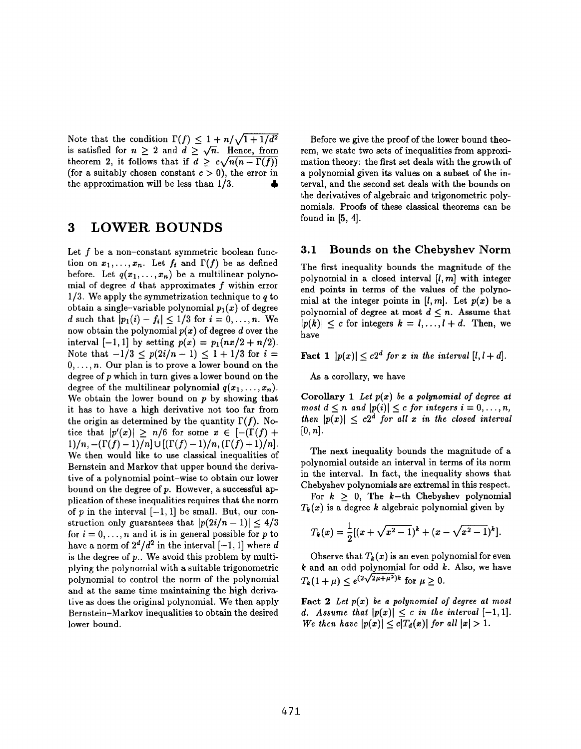Note that the condition $\Gamma(f) \leq 1 + n/\sqrt{1+1/d^2}$ is satisfied for $n \geq 2$ and $d \geq \sqrt{n}$. Hence, from theorem 2, it follows that if $d \geq c\sqrt{n(n-\Gamma(f))}$ (for a suitably chosen constant $c > 0$), the error in the approximation will be less than 1/3. ♣

# 3 LOWER BOUNDS

Let $f$ be a non-constant symmetric boolean function on $x_1, \ldots, x_n$. Let $f_i$ and $\Gamma(f)$ be as defined before. Let $q(x_1, \ldots, x_n)$ be a multilinear polynomial of degree $d$ that approximates $f$ within error 1/3. We apply the symmetrization technique to $q$ to obtain a single-variable polynomial $p_1(x)$ of degree $d$ such that $|p_1(i) - f_i| \leq 1/3$ for $i = 0, \ldots, n$. We now obtain the polynomial $p(x)$ of degree $d$ over the interval $[-1, 1]$ by setting $p(x) = p_1(nx/2 + n/2)$. Note that $-1/3 \leq p(2i/n - 1) \leq 1 + 1/3$ for $i = 0, \ldots, n$. Our plan is to prove a lower bound on the degree of $p$ which in turn gives a lower bound on the degree of the multilinear polynomial $q(x_1, \ldots, x_n)$. We obtain the lower bound on $p$ by showing that it has to have a high derivative not too far from the origin as determined by the quantity $\Gamma(f)$. Notice that $|p'(x)| \geq n/6$ for some $x \in [-(\Gamma(f)+1)/n, -(\Gamma(f)-1)/n] \cup [(\Gamma(f)-1)/n, (\Gamma(f)+1)/n]$. We then would like to use classical inequalities of Bernstein and Markov that upper bound the derivative of a polynomial point-wise to obtain our lower bound on the degree of $p$. However, a successful application of these inequalities requires that the norm of $p$ in the interval $[-1, 1]$ be small. But, our construction only guarantees that $|p(2i/n - 1)| \leq 4/3$ for $i = 0, \ldots, n$ and it is in general possible for $p$ to have a norm of $2^d/d^2$ in the interval $[-1, 1]$ where $d$ is the degree of $p$.. We avoid this problem by multiplying the polynomial with a suitable trigonometric polynomial to control the norm of the polynomial and at the same time maintaining the high derivative as does the original polynomial. We then apply Bernstein–Markov inequalities to obtain the desired lower bound.

Before we give the proof of the lower bound theorem, we state two sets of inequalities from approximation theory: the first set deals with the growth of a polynomial given its values on a subset of the interval, and the second set deals with the bounds on the derivatives of algebraic and trigonometric polynomials. Proofs of these classical theorems can be found in [5, 4].

## 3.1 Bounds on the Chebyshev Norm

The first inequality bounds the magnitude of the polynomial in a closed interval $[l, m]$ with integer end points in terms of the values of the polynomial at the integer points in $[l, m]$. Let $p(x)$ be a polynomial of degree at most $d \leq n$. Assume that $|p(k)| \leq c$ for integers $k = l, \ldots, l + d$. Then, we have

**Fact 1** *$|p(x)| \leq c2^d$ for $x$ in the interval $[l, l+d]$.*

As a corollary, we have

**Corollary 1** *Let $p(x)$ be a polynomial of degree at most $d \leq n$ and $|p(i)| \leq c$ for integers $i = 0, \ldots, n$, then $|p(x)| \leq c2^d$ for all $x$ in the closed interval $[0, n]$.*

The next inequality bounds the magnitude of a polynomial outside an interval in terms of its norm in the interval. In fact, the inequality shows that Chebyshev polynomials are extremal in this respect.

For $k \geq 0$, The $k$-th Chebyshev polynomial $T_k(x)$ is a degree $k$ algebraic polynomial given by

$$T_k(x) = \frac{1}{2}[(x + \sqrt{x^2 - 1})^k + (x - \sqrt{x^2 - 1})^k].$$

Observe that $T_k(x)$ is an even polynomial for even $k$ and an odd polynomial for odd $k$. Also, we have $T_k(1 + \mu) \leq e^{(2\sqrt{2\mu + \mu^2})k}$ for $\mu \geq 0$.

**Fact 2** *Let $p(x)$ be a polynomial of degree at most $d$. Assume that $|p(x)| \leq c$ in the interval $[-1, 1]$. We then have $|p(x)| \leq c|T_d(x)|$ for all $|x| > 1$.*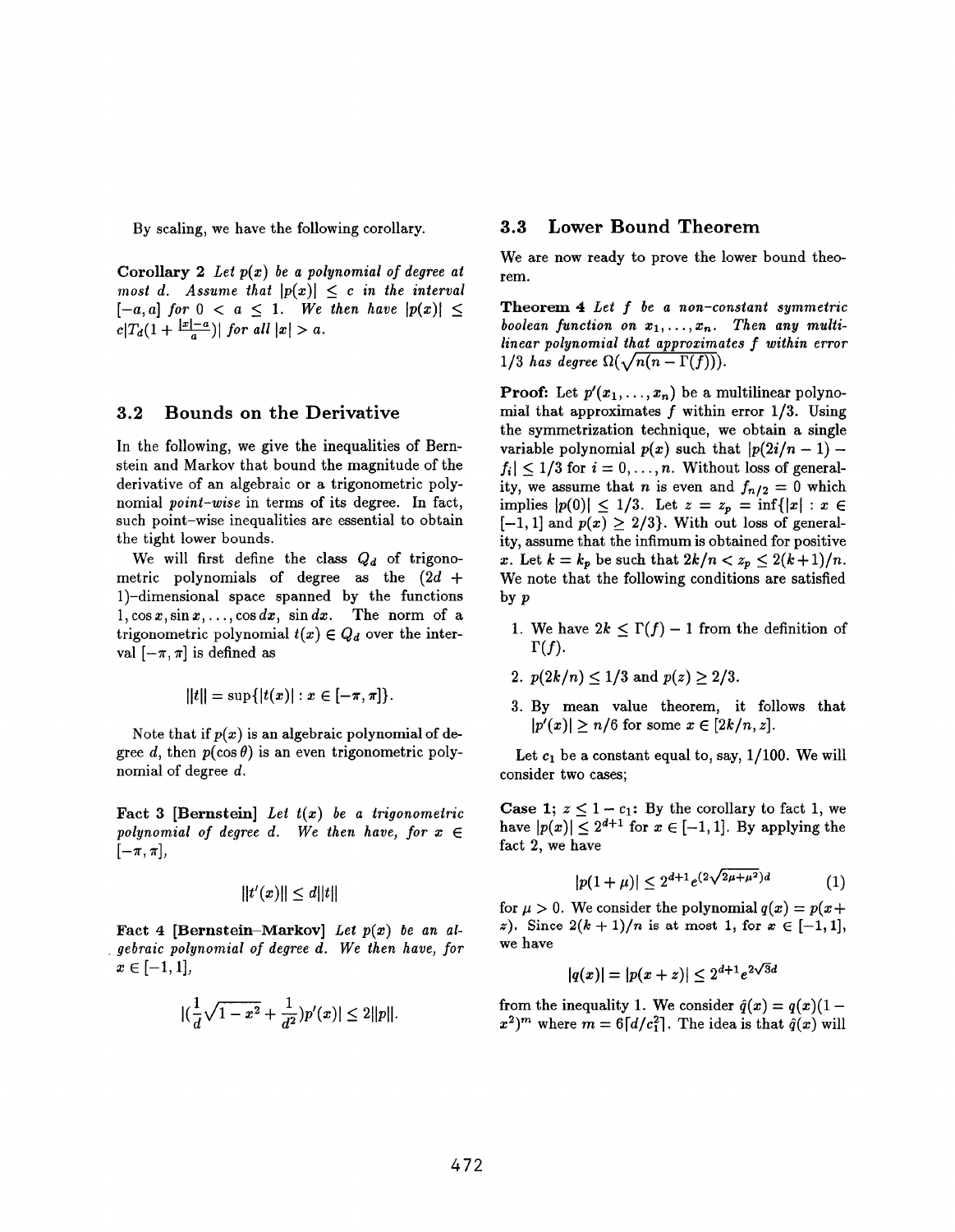By scaling, we have the following corollary.

**Corollary 2** *Let $p(x)$ be a polynomial of degree at most $d$. Assume that $|p(x)| \leq c$ in the interval $[-a, a]$ for $0 < a \leq 1$. We then have $|p(x)| \leq c|T_d(1 + \frac{|x|-a}{a})|$ for all $|x| > a$.*

### 3.2 Bounds on the Derivative

In the following, we give the inequalities of Bernstein and Markov that bound the magnitude of the derivative of an algebraic or a trigonometric polynomial *point-wise* in terms of its degree. In fact, such point-wise inequalities are essential to obtain the tight lower bounds.

We will first define the class $Q_d$ of trigonometric polynomials of degree as the $(2d + 1)$-dimensional space spanned by the functions $1, \cos x, \sin x, \ldots, \cos dx, \sin dx$. The norm of a trigonometric polynomial $t(x) \in Q_d$ over the interval $[-\pi, \pi]$ is defined as

$$\|t\| = \sup\{|t(x)| : x \in [-\pi, \pi]\}.$$

Note that if $p(x)$ is an algebraic polynomial of degree $d$, then $p(\cos\theta)$ is an even trigonometric polynomial of degree $d$.

**Fact 3 [Bernstein]** *Let $t(x)$ be a trigonometric polynomial of degree $d$. We then have, for $x \in [-\pi, \pi]$,*

$$\|t'(x)\| \leq d\|t\|$$

**Fact 4 [Bernstein–Markov]** *Let $p(x)$ be an algebraic polynomial of degree $d$. We then have, for $x \in [-1, 1]$,*

$$|(\frac{1}{d}\sqrt{1 - x^2} + \frac{1}{d^2})p'(x)| \leq 2\|p\|.$$

### 3.3 Lower Bound Theorem

We are now ready to prove the lower bound theorem.

**Theorem 4** *Let $f$ be a non-constant symmetric boolean function on $x_1, \ldots, x_n$. Then any multilinear polynomial that approximates $f$ within error $1/3$ has degree $\Omega(\sqrt{n(n - \Gamma(f))})$.*

**Proof:** Let $p'(x_1, \ldots, x_n)$ be a multilinear polynomial that approximates $f$ within error $1/3$. Using the symmetrization technique, we obtain a single variable polynomial $p(x)$ such that $|p(2i/n - 1) - f_i| \leq 1/3$ for $i = 0, \ldots, n$. Without loss of generality, we assume that $n$ is even and $f_{n/2} = 0$ which implies $|p(0)| \leq 1/3$. Let $z = z_p = \inf\{|x| : x \in [-1, 1]$ and $p(x) \geq 2/3\}$. With out loss of generality, assume that the infimum is obtained for positive $x$. Let $k = k_p$ be such that $2k/n < z_p \leq 2(k+1)/n$. We note that the following conditions are satisfied by $p$

1. We have $2k \leq \Gamma(f) - 1$ from the definition of $\Gamma(f)$.
2. $p(2k/n) \leq 1/3$ and $p(z) \geq 2/3$.
3. By mean value theorem, it follows that $|p'(x)| \geq n/6$ for some $x \in [2k/n, z]$.

Let $c_1$ be a constant equal to, say, $1/100$. We will consider two cases;

**Case 1;** $z \leq 1 - c_1$: By the corollary to fact 1, we have $|p(x)| \leq 2^{d+1}$ for $x \in [-1, 1]$. By applying the fact 2, we have

$$|p(1 + \mu)| \leq 2^{d+1} e^{(2\sqrt{2\mu + \mu^2})d} \tag{1}$$

for $\mu > 0$. We consider the polynomial $q(x) = p(x + z)$. Since $2(k+1)/n$ is at most 1, for $x \in [-1, 1]$, we have

$$|q(x)| = |p(x + z)| \leq 2^{d+1} e^{2\sqrt{3}d}$$

from the inequality 1. We consider $\hat{q}(x) = q(x)(1 - x^2)^m$ where $m = 6\lceil d/c_1^2 \rceil$. The idea is that $\hat{q}(x)$ will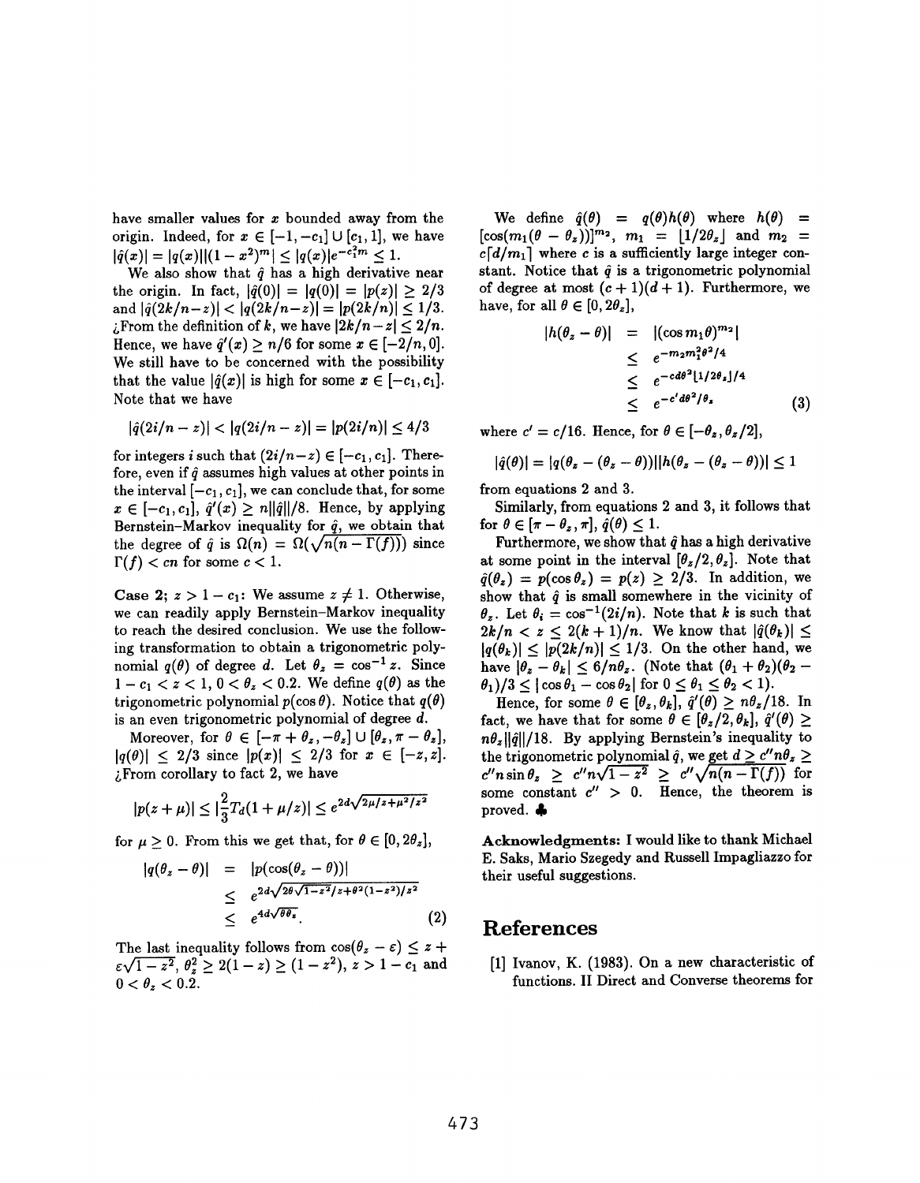have smaller values for $x$ bounded away from the origin. Indeed, for $x \in [-1, -c_1] \cup [c_1, 1]$, we have $|\hat{q}(x)| = |q(x)||(1-x^2)^m| \le |q(x)|e^{-c_1^2 m} \le 1$.

We also show that $\hat{q}$ has a high derivative near the origin. In fact, $|\hat{q}(0)| = |q(0)| = |p(z)| \ge 2/3$ and $|\hat{q}(2k/n - z)| < |q(2k/n - z)| = |p(2k/n)| \le 1/3$. ¿From the definition of $k$, we have $|2k/n - z| \le 2/n$. Hence, we have $\hat{q}'(x) \ge n/6$ for some $x \in [-2/n, 0]$. We still have to be concerned with the possibility that the value $|\hat{q}(x)|$ is high for some $x \in [-c_1, c_1]$. Note that we have

$$|\hat{q}(2i/n - z)| < |q(2i/n - z)| = |p(2i/n)| \le 4/3$$

for integers $i$ such that $(2i/n - z) \in [-c_1, c_1]$. Therefore, even if $\hat{q}$ assumes high values at other points in the interval $[-c_1, c_1]$, we can conclude that, for some $x \in [-c_1, c_1]$, $\hat{q}'(x) \ge n\|\hat{q}\|/8$. Hence, by applying Bernstein–Markov inequality for $\hat{q}$, we obtain that the degree of $\hat{q}$ is $\Omega(n) = \Omega(\sqrt{n(n - \Gamma(f))})$ since $\Gamma(f) < cn$ for some $c < 1$.

**Case 2;** $z > 1 - c_1$: We assume $z \ne 1$. Otherwise, we can readily apply Bernstein–Markov inequality to reach the desired conclusion. We use the following transformation to obtain a trigonometric polynomial $q(\theta)$ of degree $d$. Let $\theta_z = \cos^{-1} z$. Since $1 - c_1 < z < 1$, $0 < \theta_z < 0.2$. We define $q(\theta)$ as the trigonometric polynomial $p(\cos\theta)$. Notice that $q(\theta)$ is an even trigonometric polynomial of degree $d$.

Moreover, for $\theta \in [-\pi + \theta_z, -\theta_z] \cup [\theta_z, \pi - \theta_z]$, $|q(\theta)| \le 2/3$ since $|p(x)| \le 2/3$ for $x \in [-z, z]$. ¿From corollary to fact 2, we have

$$|p(z+\mu)| \le |\frac{2}{3}T_d(1 + \mu/z)| \le e^{2d\sqrt{2\mu/z + \mu^2/z^2}}$$

for $\mu \ge 0$. From this we get that, for $\theta \in [0, 2\theta_z]$,

$$\begin{aligned} |q(\theta_z - \theta)| &= |p(\cos(\theta_z - \theta))| \\ &\le e^{2d\sqrt{2\theta\sqrt{1-z^2}/z + \theta^2(1-z^2)/z^2}} \\ &\le e^{4d\sqrt{\theta\theta_z}}. \end{aligned} \tag{2}$$

The last inequality follows from $\cos(\theta_z - \varepsilon) \le z + \varepsilon\sqrt{1-z^2}$, $\theta_z^2 \ge 2(1-z) \ge (1-z^2)$, $z > 1 - c_1$ and $0 < \theta_z < 0.2$.

We define $\hat{q}(\theta) = q(\theta)h(\theta)$ where $h(\theta) = [\cos(m_1(\theta - \theta_z))]^{m_2}$, $m_1 = \lfloor 1/2\theta_z \rfloor$ and $m_2 = c\lceil d/m_1 \rceil$ where $c$ is a sufficiently large integer constant. Notice that $\hat{q}$ is a trigonometric polynomial of degree at most $(c+1)(d+1)$. Furthermore, we have, for all $\theta \in [0, 2\theta_z]$,

$$\begin{aligned} |h(\theta_z - \theta)| &= |(\cos m_1\theta)^{m_2}| \\ &\le e^{-m_2 m_1^2 \theta^2/4} \\ &\le e^{-cd\theta^2\lfloor 1/2\theta_z \rfloor/4} \\ &\le e^{-c'd\theta^2/\theta_z} \end{aligned} \tag{3}$$

where $c' = c/16$. Hence, for $\theta \in [-\theta_z, \theta_z/2]$,

$$|\hat{q}(\theta)| = |q(\theta_z - (\theta_z - \theta))||h(\theta_z - (\theta_z - \theta))| \le 1$$

from equations 2 and 3.

Similarly, from equations 2 and 3, it follows that for $\theta \in [\pi - \theta_z, \pi]$, $\hat{q}(\theta) \le 1$.

Furthermore, we show that $\hat{q}$ has a high derivative at some point in the interval $[\theta_z/2, \theta_z]$. Note that $\hat{q}(\theta_z) = p(\cos\theta_z) = p(z) \ge 2/3$. In addition, we show that $\hat{q}$ is small somewhere in the vicinity of $\theta_z$. Let $\theta_i = \cos^{-1}(2i/n)$. Note that $k$ is such that $2k/n < z \le 2(k+1)/n$. We know that $|\hat{q}(\theta_k)| \le |q(\theta_k)| \le |p(2k/n)| \le 1/3$. On the other hand, we have $|\theta_z - \theta_k| \le 6/n\theta_z$. (Note that $(\theta_1 + \theta_2)(\theta_2 - \theta_1)/3 \le |\cos\theta_1 - \cos\theta_2|$ for $0 \le \theta_1 \le \theta_2 < 1$).

Hence, for some $\theta \in [\theta_z, \theta_k]$, $\hat{q}'(\theta) \ge n\theta_z/18$. In fact, we have that for some $\theta \in [\theta_z/2, \theta_k]$, $\hat{q}'(\theta) \ge n\theta_z\|\hat{q}\|/18$. By applying Bernstein's inequality to the trigonometric polynomial $\hat{q}$, we get $d \ge c''n\theta_z \ge c''n\sin\theta_z \ge c''n\sqrt{1-z^2} \ge c''\sqrt{n(n - \Gamma(f))}$ for some constant $c'' > 0$. Hence, the theorem is proved. ♣

**Acknowledgments:** I would like to thank Michael E. Saks, Mario Szegedy and Russell Impagliazzo for their useful suggestions.

# References

[1] Ivanov, K. (1983). On a new characteristic of functions. II Direct and Converse theorems for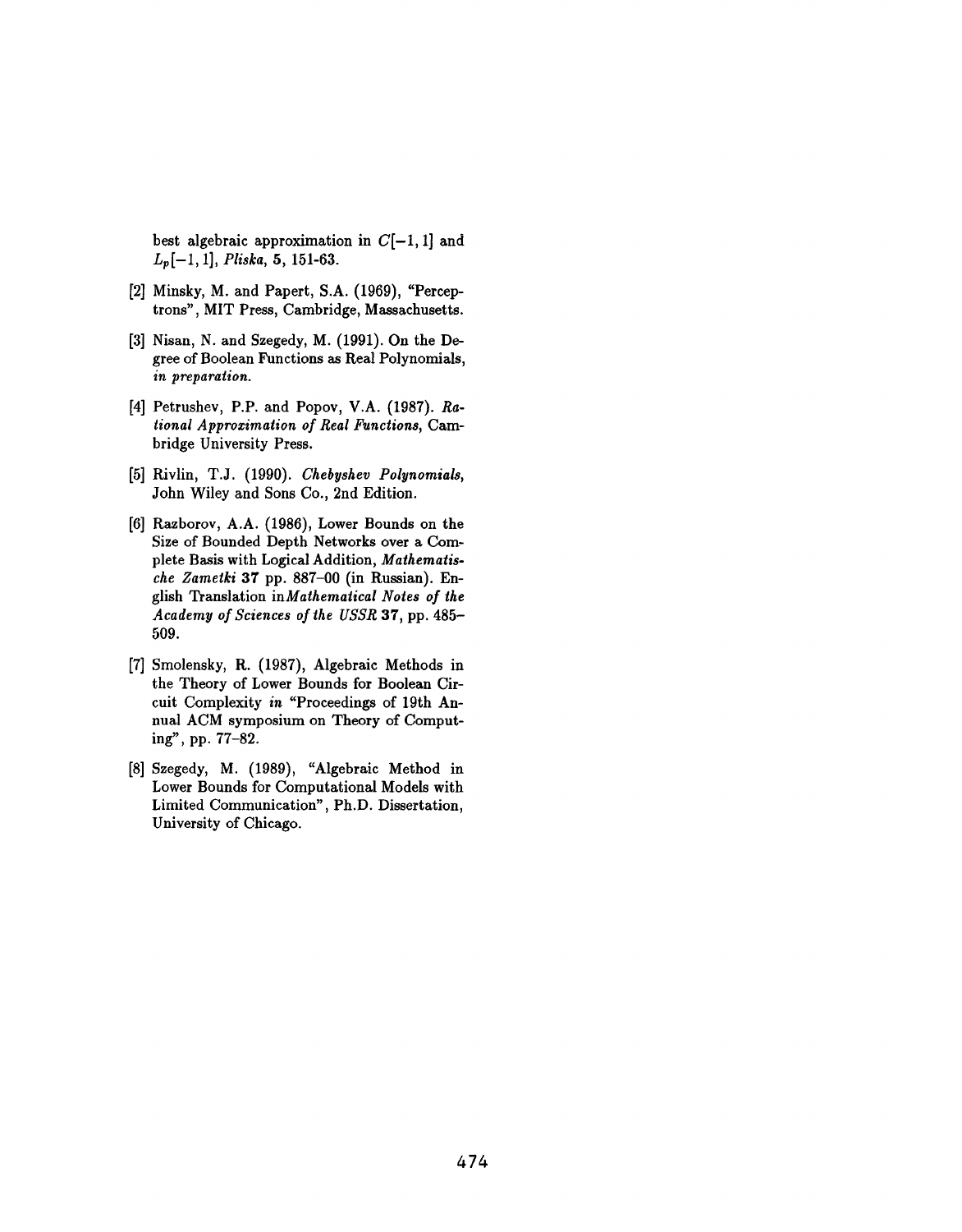best algebraic approximation in $C[-1,1]$ and $L_p[-1,1]$, *Pliska*, **5**, 151-63.

[2] Minsky, M. and Papert, S.A. (1969), "Perceptrons", MIT Press, Cambridge, Massachusetts.

[3] Nisan, N. and Szegedy, M. (1991). On the Degree of Boolean Functions as Real Polynomials, *in preparation.*

[4] Petrushev, P.P. and Popov, V.A. (1987). *Rational Approximation of Real Functions*, Cambridge University Press.

[5] Rivlin, T.J. (1990). *Chebyshev Polynomials*, John Wiley and Sons Co., 2nd Edition.

[6] Razborov, A.A. (1986), Lower Bounds on the Size of Bounded Depth Networks over a Complete Basis with Logical Addition, *Mathematische Zametki* **37** pp. 887–00 (in Russian). English Translation in*Mathematical Notes of the Academy of Sciences of the USSR* **37**, pp. 485–509.

[7] Smolensky, R. (1987), Algebraic Methods in the Theory of Lower Bounds for Boolean Circuit Complexity *in* "Proceedings of 19th Annual ACM symposium on Theory of Computing", pp. 77–82.

[8] Szegedy, M. (1989), "Algebraic Method in Lower Bounds for Computational Models with Limited Communication", Ph.D. Dissertation, University of Chicago.